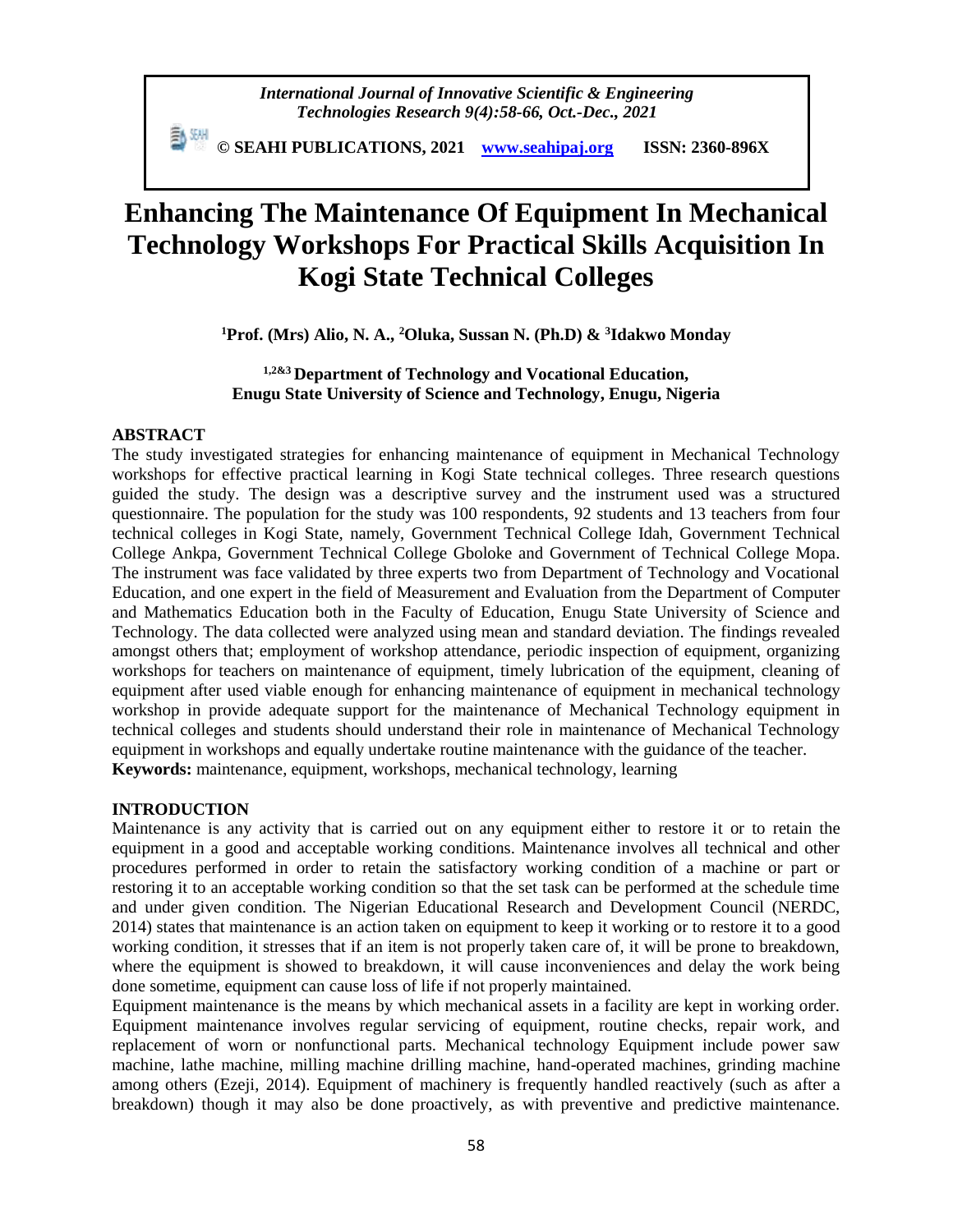# Enhancing The Maintenance Of Equipment In Mechanical Technology Workshops For Practical Skills Acquisition In Kogi State Technical Colleges

**[1]Prof. (Mrs) Alio, N. A., [2]Oluka, Sussan N. (Ph.D) & [3]Idakwo Monday**

**[1,2&3] Department of Technology and Vocational Education, Enugu State University of Science and Technology, Enugu, Nigeria**

## ABSTRACT

The study investigated strategies for enhancing maintenance of equipment in Mechanical Technology workshops for effective practical learning in Kogi State technical colleges. Three research questions guided the study. The design was a descriptive survey and the instrument used was a structured questionnaire. The population for the study was 100 respondents, 92 students and 13 teachers from four technical colleges in Kogi State, namely, Government Technical College Idah, Government Technical College Ankpa, Government Technical College Gboloke and Government of Technical College Mopa. The instrument was face validated by three experts two from Department of Technology and Vocational Education, and one expert in the field of Measurement and Evaluation from the Department of Computer and Mathematics Education both in the Faculty of Education, Enugu State University of Science and Technology. The data collected were analyzed using mean and standard deviation. The findings revealed amongst others that; employment of workshop attendance, periodic inspection of equipment, organizing workshops for teachers on maintenance of equipment, timely lubrication of the equipment, cleaning of equipment after used viable enough for enhancing maintenance of equipment in mechanical technology workshop in provide adequate support for the maintenance of Mechanical Technology equipment in technical colleges and students should understand their role in maintenance of Mechanical Technology equipment in workshops and equally undertake routine maintenance with the guidance of the teacher.

**Keywords:** maintenance, equipment, workshops, mechanical technology, learning

## INTRODUCTION

Maintenance is any activity that is carried out on any equipment either to restore it or to retain the equipment in a good and acceptable working conditions. Maintenance involves all technical and other procedures performed in order to retain the satisfactory working condition of a machine or part or restoring it to an acceptable working condition so that the set task can be performed at the schedule time and under given condition. The Nigerian Educational Research and Development Council (NERDC, 2014) states that maintenance is an action taken on equipment to keep it working or to restore it to a good working condition, it stresses that if an item is not properly taken care of, it will be prone to breakdown, where the equipment is showed to breakdown, it will cause inconveniences and delay the work being done sometime, equipment can cause loss of life if not properly maintained.

Equipment maintenance is the means by which mechanical assets in a facility are kept in working order. Equipment maintenance involves regular servicing of equipment, routine checks, repair work, and replacement of worn or nonfunctional parts. Mechanical technology Equipment include power saw machine, lathe machine, milling machine drilling machine, hand-operated machines, grinding machine among others (Ezeji, 2014). Equipment of machinery is frequently handled reactively (such as after a breakdown) though it may also be done proactively, as with preventive and predictive maintenance.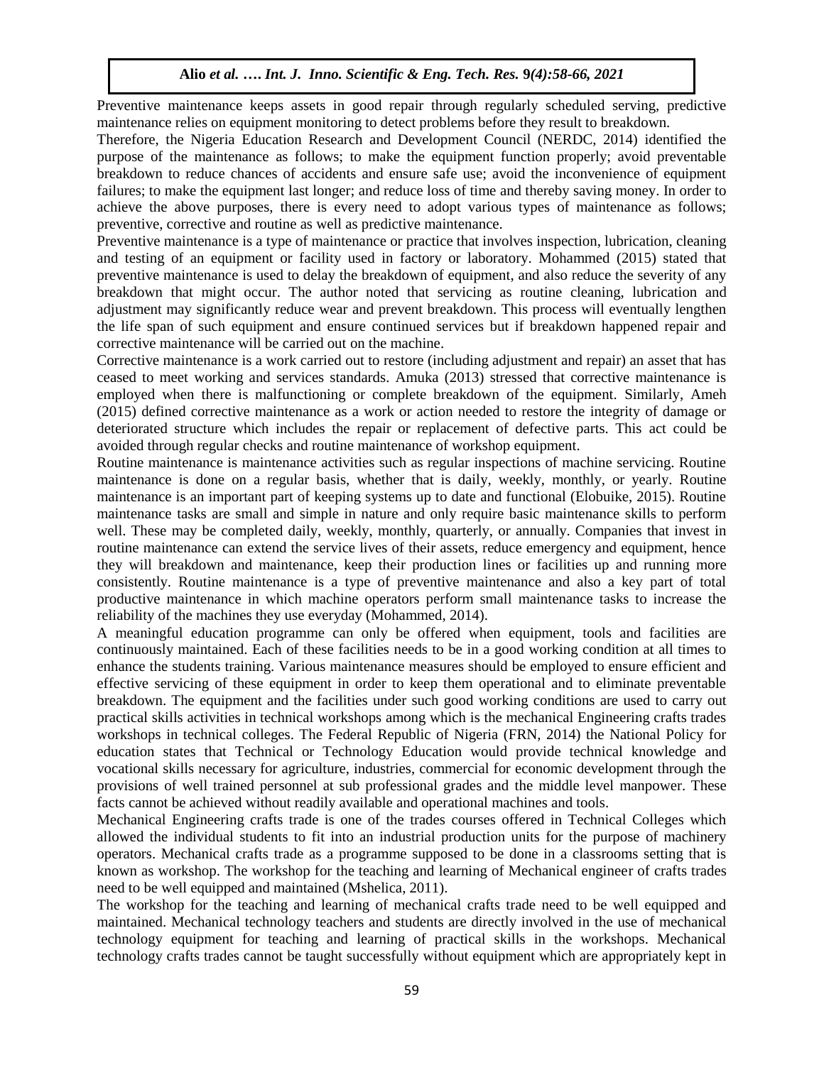Preventive maintenance keeps assets in good repair through regularly scheduled serving, predictive maintenance relies on equipment monitoring to detect problems before they result to breakdown.

Therefore, the Nigeria Education Research and Development Council (NERDC, 2014) identified the purpose of the maintenance as follows; to make the equipment function properly; avoid preventable breakdown to reduce chances of accidents and ensure safe use; avoid the inconvenience of equipment failures; to make the equipment last longer; and reduce loss of time and thereby saving money. In order to achieve the above purposes, there is every need to adopt various types of maintenance as follows; preventive, corrective and routine as well as predictive maintenance.

Preventive maintenance is a type of maintenance or practice that involves inspection, lubrication, cleaning and testing of an equipment or facility used in factory or laboratory. Mohammed (2015) stated that preventive maintenance is used to delay the breakdown of equipment, and also reduce the severity of any breakdown that might occur. The author noted that servicing as routine cleaning, lubrication and adjustment may significantly reduce wear and prevent breakdown. This process will eventually lengthen the life span of such equipment and ensure continued services but if breakdown happened repair and corrective maintenance will be carried out on the machine.

Corrective maintenance is a work carried out to restore (including adjustment and repair) an asset that has ceased to meet working and services standards. Amuka (2013) stressed that corrective maintenance is employed when there is malfunctioning or complete breakdown of the equipment. Similarly, Ameh (2015) defined corrective maintenance as a work or action needed to restore the integrity of damage or deteriorated structure which includes the repair or replacement of defective parts. This act could be avoided through regular checks and routine maintenance of workshop equipment.

Routine maintenance is maintenance activities such as regular inspections of machine servicing. Routine maintenance is done on a regular basis, whether that is daily, weekly, monthly, or yearly. Routine maintenance is an important part of keeping systems up to date and functional (Elobuike, 2015). Routine maintenance tasks are small and simple in nature and only require basic maintenance skills to perform well. These may be completed daily, weekly, monthly, quarterly, or annually. Companies that invest in routine maintenance can extend the service lives of their assets, reduce emergency and equipment, hence they will breakdown and maintenance, keep their production lines or facilities up and running more consistently. Routine maintenance is a type of preventive maintenance and also a key part of total productive maintenance in which machine operators perform small maintenance tasks to increase the reliability of the machines they use everyday (Mohammed, 2014).

A meaningful education programme can only be offered when equipment, tools and facilities are continuously maintained. Each of these facilities needs to be in a good working condition at all times to enhance the students training. Various maintenance measures should be employed to ensure efficient and effective servicing of these equipment in order to keep them operational and to eliminate preventable breakdown. The equipment and the facilities under such good working conditions are used to carry out practical skills activities in technical workshops among which is the mechanical Engineering crafts trades workshops in technical colleges. The Federal Republic of Nigeria (FRN, 2014) the National Policy for education states that Technical or Technology Education would provide technical knowledge and vocational skills necessary for agriculture, industries, commercial for economic development through the provisions of well trained personnel at sub professional grades and the middle level manpower. These facts cannot be achieved without readily available and operational machines and tools.

Mechanical Engineering crafts trade is one of the trades courses offered in Technical Colleges which allowed the individual students to fit into an industrial production units for the purpose of machinery operators. Mechanical crafts trade as a programme supposed to be done in a classrooms setting that is known as workshop. The workshop for the teaching and learning of Mechanical engineer of crafts trades need to be well equipped and maintained (Mshelica, 2011).

The workshop for the teaching and learning of mechanical crafts trade need to be well equipped and maintained. Mechanical technology teachers and students are directly involved in the use of mechanical technology equipment for teaching and learning of practical skills in the workshops. Mechanical technology crafts trades cannot be taught successfully without equipment which are appropriately kept in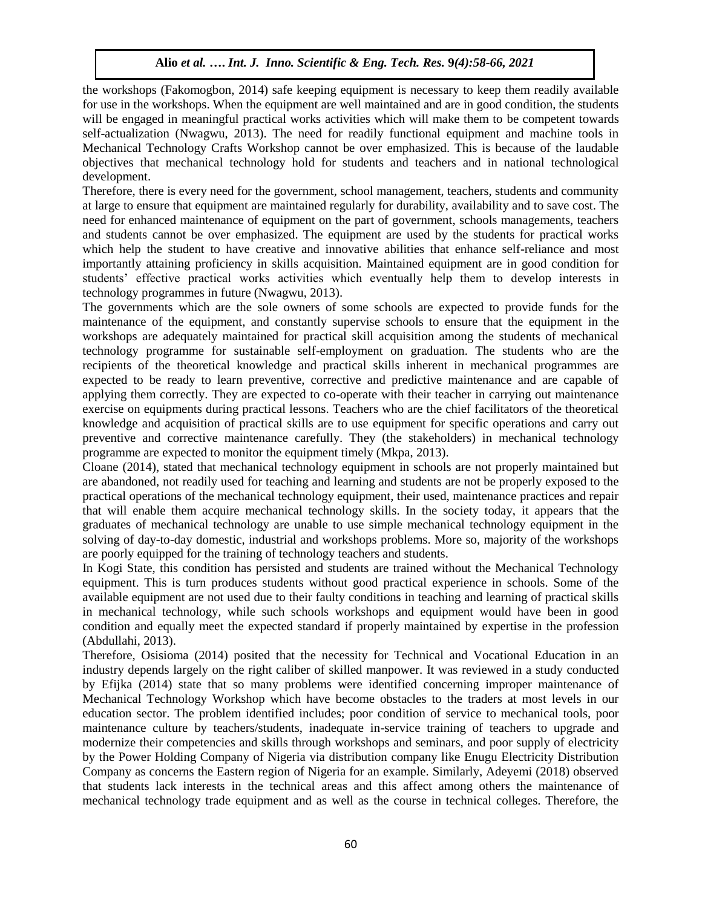the workshops (Fakomogbon, 2014) safe keeping equipment is necessary to keep them readily available for use in the workshops. When the equipment are well maintained and are in good condition, the students will be engaged in meaningful practical works activities which will make them to be competent towards self-actualization (Nwagwu, 2013). The need for readily functional equipment and machine tools in Mechanical Technology Crafts Workshop cannot be over emphasized. This is because of the laudable objectives that mechanical technology hold for students and teachers and in national technological development.

Therefore, there is every need for the government, school management, teachers, students and community at large to ensure that equipment are maintained regularly for durability, availability and to save cost. The need for enhanced maintenance of equipment on the part of government, schools managements, teachers and students cannot be over emphasized. The equipment are used by the students for practical works which help the student to have creative and innovative abilities that enhance self-reliance and most importantly attaining proficiency in skills acquisition. Maintained equipment are in good condition for students' effective practical works activities which eventually help them to develop interests in technology programmes in future (Nwagwu, 2013).

The governments which are the sole owners of some schools are expected to provide funds for the maintenance of the equipment, and constantly supervise schools to ensure that the equipment in the workshops are adequately maintained for practical skill acquisition among the students of mechanical technology programme for sustainable self-employment on graduation. The students who are the recipients of the theoretical knowledge and practical skills inherent in mechanical programmes are expected to be ready to learn preventive, corrective and predictive maintenance and are capable of applying them correctly. They are expected to co-operate with their teacher in carrying out maintenance exercise on equipments during practical lessons. Teachers who are the chief facilitators of the theoretical knowledge and acquisition of practical skills are to use equipment for specific operations and carry out preventive and corrective maintenance carefully. They (the stakeholders) in mechanical technology programme are expected to monitor the equipment timely (Mkpa, 2013).

Cloane (2014), stated that mechanical technology equipment in schools are not properly maintained but are abandoned, not readily used for teaching and learning and students are not be properly exposed to the practical operations of the mechanical technology equipment, their used, maintenance practices and repair that will enable them acquire mechanical technology skills. In the society today, it appears that the graduates of mechanical technology are unable to use simple mechanical technology equipment in the solving of day-to-day domestic, industrial and workshops problems. More so, majority of the workshops are poorly equipped for the training of technology teachers and students.

In Kogi State, this condition has persisted and students are trained without the Mechanical Technology equipment. This is turn produces students without good practical experience in schools. Some of the available equipment are not used due to their faulty conditions in teaching and learning of practical skills in mechanical technology, while such schools workshops and equipment would have been in good condition and equally meet the expected standard if properly maintained by expertise in the profession (Abdullahi, 2013).

Therefore, Osisioma (2014) posited that the necessity for Technical and Vocational Education in an industry depends largely on the right caliber of skilled manpower. It was reviewed in a study conducted by Efijka (2014) state that so many problems were identified concerning improper maintenance of Mechanical Technology Workshop which have become obstacles to the traders at most levels in our education sector. The problem identified includes; poor condition of service to mechanical tools, poor maintenance culture by teachers/students, inadequate in-service training of teachers to upgrade and modernize their competencies and skills through workshops and seminars, and poor supply of electricity by the Power Holding Company of Nigeria via distribution company like Enugu Electricity Distribution Company as concerns the Eastern region of Nigeria for an example. Similarly, Adeyemi (2018) observed that students lack interests in the technical areas and this affect among others the maintenance of mechanical technology trade equipment and as well as the course in technical colleges. Therefore, the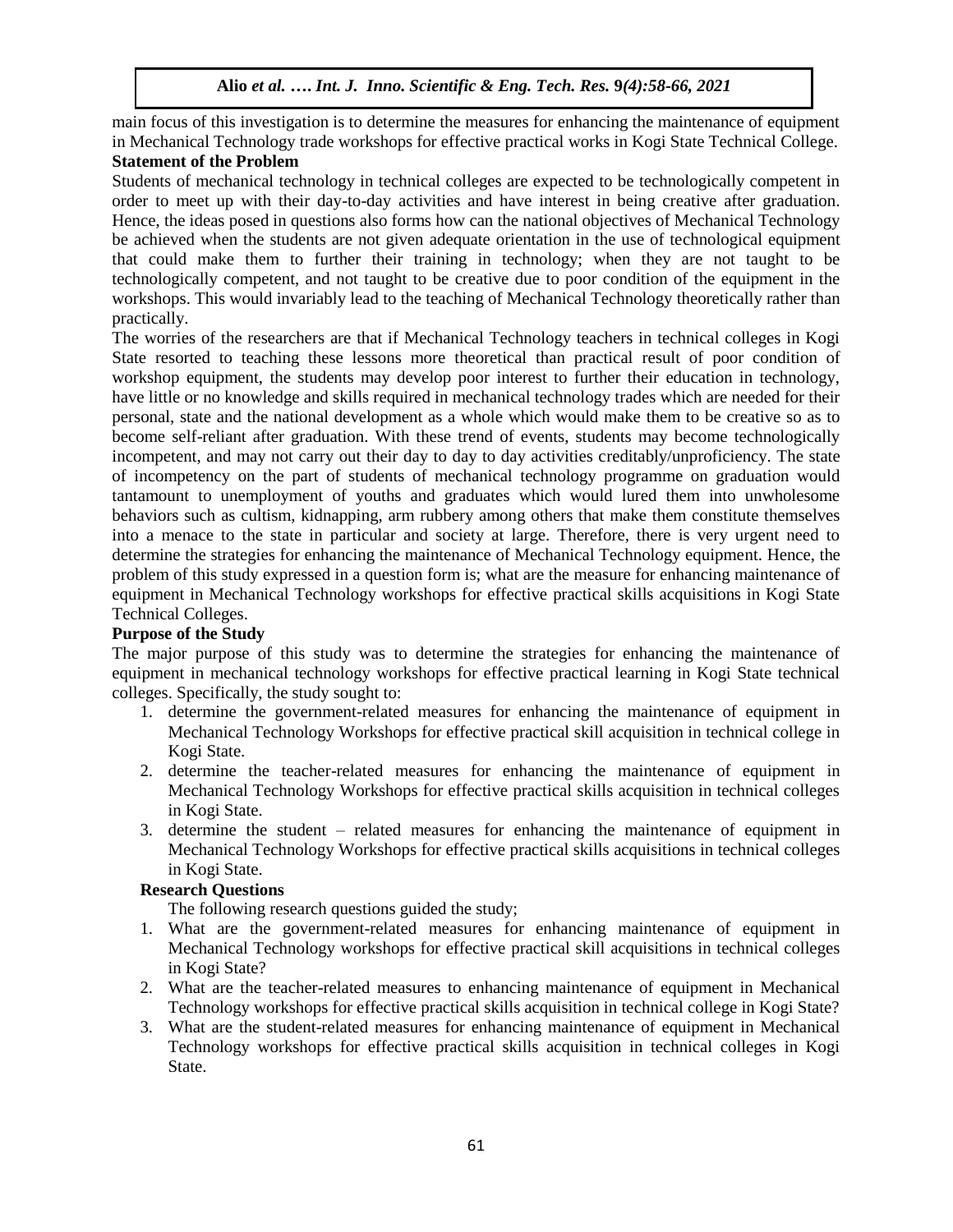main focus of this investigation is to determine the measures for enhancing the maintenance of equipment in Mechanical Technology trade workshops for effective practical works in Kogi State Technical College.

**Statement of the Problem**

Students of mechanical technology in technical colleges are expected to be technologically competent in order to meet up with their day-to-day activities and have interest in being creative after graduation. Hence, the ideas posed in questions also forms how can the national objectives of Mechanical Technology be achieved when the students are not given adequate orientation in the use of technological equipment that could make them to further their training in technology; when they are not taught to be technologically competent, and not taught to be creative due to poor condition of the equipment in the workshops. This would invariably lead to the teaching of Mechanical Technology theoretically rather than practically.

The worries of the researchers are that if Mechanical Technology teachers in technical colleges in Kogi State resorted to teaching these lessons more theoretical than practical result of poor condition of workshop equipment, the students may develop poor interest to further their education in technology, have little or no knowledge and skills required in mechanical technology trades which are needed for their personal, state and the national development as a whole which would make them to be creative so as to become self-reliant after graduation. With these trend of events, students may become technologically incompetent, and may not carry out their day to day to day activities creditably/unproficiency. The state of incompetency on the part of students of mechanical technology programme on graduation would tantamount to unemployment of youths and graduates which would lured them into unwholesome behaviors such as cultism, kidnapping, arm rubbery among others that make them constitute themselves into a menace to the state in particular and society at large. Therefore, there is very urgent need to determine the strategies for enhancing the maintenance of Mechanical Technology equipment. Hence, the problem of this study expressed in a question form is; what are the measure for enhancing maintenance of equipment in Mechanical Technology workshops for effective practical skills acquisitions in Kogi State Technical Colleges.

**Purpose of the Study**

The major purpose of this study was to determine the strategies for enhancing the maintenance of equipment in mechanical technology workshops for effective practical learning in Kogi State technical colleges. Specifically, the study sought to:

1. determine the government-related measures for enhancing the maintenance of equipment in Mechanical Technology Workshops for effective practical skill acquisition in technical college in Kogi State.
2. determine the teacher-related measures for enhancing the maintenance of equipment in Mechanical Technology Workshops for effective practical skills acquisition in technical colleges in Kogi State.
3. determine the student – related measures for enhancing the maintenance of equipment in Mechanical Technology Workshops for effective practical skills acquisitions in technical colleges in Kogi State.

**Research Questions**

The following research questions guided the study;

1. What are the government-related measures for enhancing maintenance of equipment in Mechanical Technology workshops for effective practical skill acquisitions in technical colleges in Kogi State?
2. What are the teacher-related measures to enhancing maintenance of equipment in Mechanical Technology workshops for effective practical skills acquisition in technical college in Kogi State?
3. What are the student-related measures for enhancing maintenance of equipment in Mechanical Technology workshops for effective practical skills acquisition in technical colleges in Kogi State.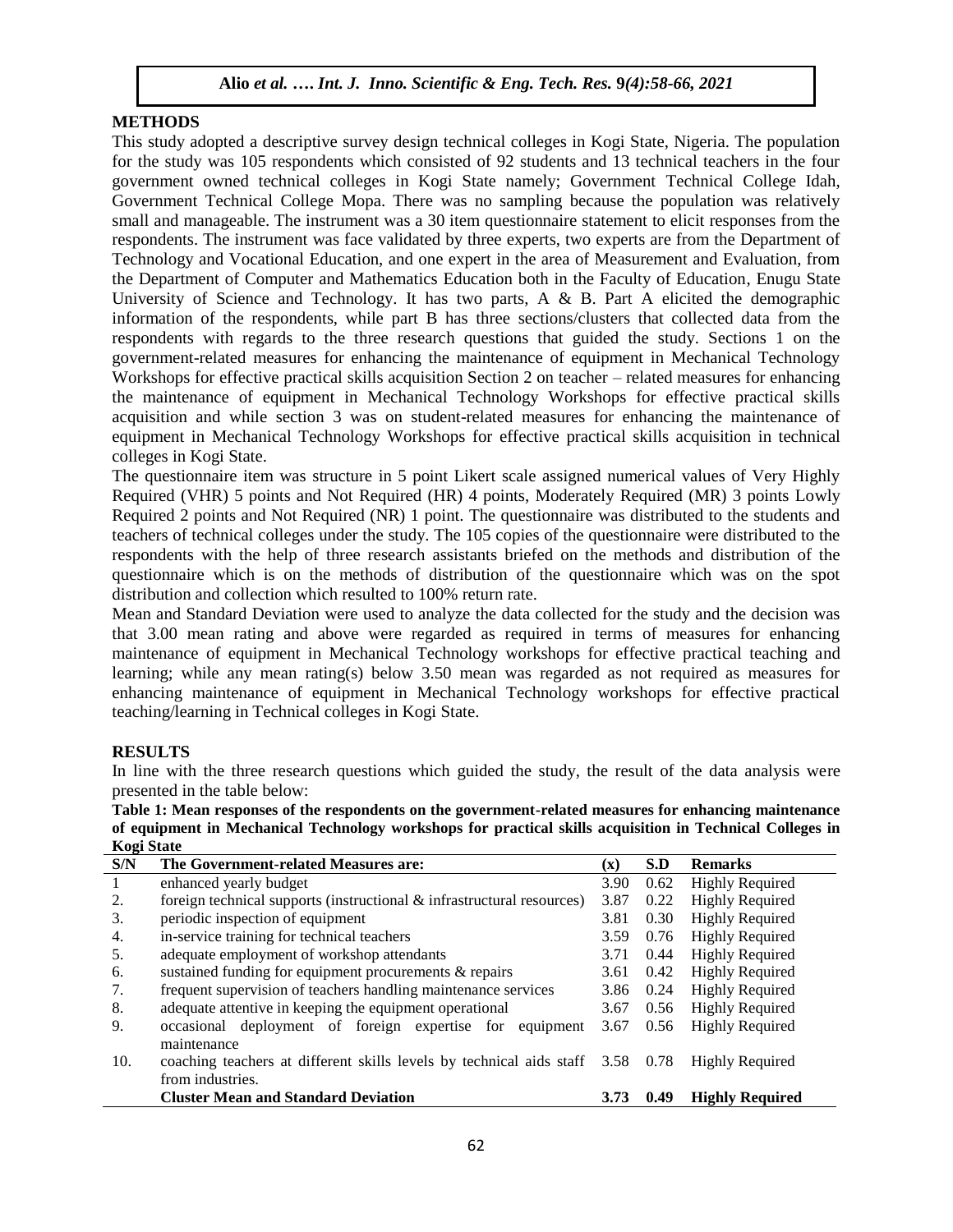## METHODS

This study adopted a descriptive survey design technical colleges in Kogi State, Nigeria. The population for the study was 105 respondents which consisted of 92 students and 13 technical teachers in the four government owned technical colleges in Kogi State namely; Government Technical College Idah, Government Technical College Mopa. There was no sampling because the population was relatively small and manageable. The instrument was a 30 item questionnaire statement to elicit responses from the respondents. The instrument was face validated by three experts, two experts are from the Department of Technology and Vocational Education, and one expert in the area of Measurement and Evaluation, from the Department of Computer and Mathematics Education both in the Faculty of Education, Enugu State University of Science and Technology. It has two parts, A & B. Part A elicited the demographic information of the respondents, while part B has three sections/clusters that collected data from the respondents with regards to the three research questions that guided the study. Sections 1 on the government-related measures for enhancing the maintenance of equipment in Mechanical Technology Workshops for effective practical skills acquisition Section 2 on teacher – related measures for enhancing the maintenance of equipment in Mechanical Technology Workshops for effective practical skills acquisition and while section 3 was on student-related measures for enhancing the maintenance of equipment in Mechanical Technology Workshops for effective practical skills acquisition in technical colleges in Kogi State.

The questionnaire item was structure in 5 point Likert scale assigned numerical values of Very Highly Required (VHR) 5 points and Not Required (HR) 4 points, Moderately Required (MR) 3 points Lowly Required 2 points and Not Required (NR) 1 point. The questionnaire was distributed to the students and teachers of technical colleges under the study. The 105 copies of the questionnaire were distributed to the respondents with the help of three research assistants briefed on the methods and distribution of the questionnaire which is on the methods of distribution of the questionnaire which was on the spot distribution and collection which resulted to 100% return rate.

Mean and Standard Deviation were used to analyze the data collected for the study and the decision was that 3.00 mean rating and above were regarded as required in terms of measures for enhancing maintenance of equipment in Mechanical Technology workshops for effective practical teaching and learning; while any mean rating(s) below 3.50 mean was regarded as not required as measures for enhancing maintenance of equipment in Mechanical Technology workshops for effective practical teaching/learning in Technical colleges in Kogi State.

## RESULTS

In line with the three research questions which guided the study, the result of the data analysis were presented in the table below:

**Table 1: Mean responses of the respondents on the government-related measures for enhancing maintenance of equipment in Mechanical Technology workshops for practical skills acquisition in Technical Colleges in Kogi State**

| S/N | The Government-related Measures are: | (x) | S.D | Remarks |
|---|---|---|---|---|
| 1 | enhanced yearly budget | 3.90 | 0.62 | Highly Required |
| 2. | foreign technical supports (instructional & infrastructural resources) | 3.87 | 0.22 | Highly Required |
| 3. | periodic inspection of equipment | 3.81 | 0.30 | Highly Required |
| 4. | in-service training for technical teachers | 3.59 | 0.76 | Highly Required |
| 5. | adequate employment of workshop attendants | 3.71 | 0.44 | Highly Required |
| 6. | sustained funding for equipment procurements & repairs | 3.61 | 0.42 | Highly Required |
| 7. | frequent supervision of teachers handling maintenance services | 3.86 | 0.24 | Highly Required |
| 8. | adequate attentive in keeping the equipment operational | 3.67 | 0.56 | Highly Required |
| 9. | occasional deployment of foreign expertise for equipment maintenance | 3.67 | 0.56 | Highly Required |
| 10. | coaching teachers at different skills levels by technical aids staff from industries. | 3.58 | 0.78 | Highly Required |
| | **Cluster Mean and Standard Deviation** | **3.73** | **0.49** | **Highly Required** |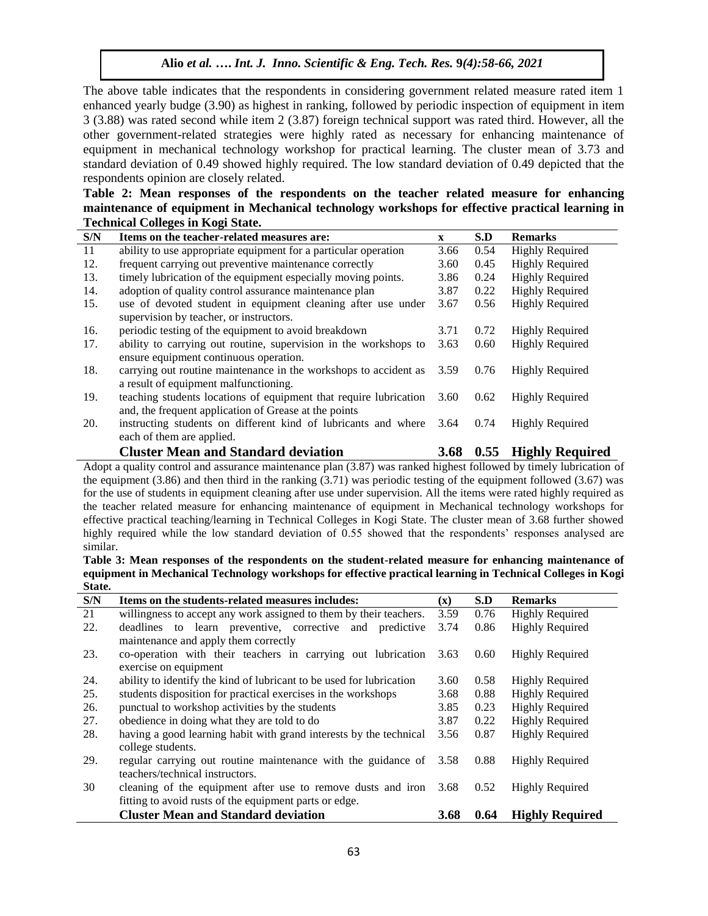The above table indicates that the respondents in considering government related measure rated item 1 enhanced yearly budge (3.90) as highest in ranking, followed by periodic inspection of equipment in item 3 (3.88) was rated second while item 2 (3.87) foreign technical support was rated third. However, all the other government-related strategies were highly rated as necessary for enhancing maintenance of equipment in mechanical technology workshop for practical learning. The cluster mean of 3.73 and standard deviation of 0.49 showed highly required. The low standard deviation of 0.49 depicted that the respondents opinion are closely related.

**Table 2: Mean responses of the respondents on the teacher related measure for enhancing maintenance of equipment in Mechanical technology workshops for effective practical learning in Technical Colleges in Kogi State.**

| S/N | Items on the teacher-related measures are: | x | S.D | Remarks |
|---|---|---|---|---|
| 11 | ability to use appropriate equipment for a particular operation | 3.66 | 0.54 | Highly Required |
| 12. | frequent carrying out preventive maintenance correctly | 3.60 | 0.45 | Highly Required |
| 13. | timely lubrication of the equipment especially moving points. | 3.86 | 0.24 | Highly Required |
| 14. | adoption of quality control assurance maintenance plan | 3.87 | 0.22 | Highly Required |
| 15. | use of devoted student in equipment cleaning after use under supervision by teacher, or instructors. | 3.67 | 0.56 | Highly Required |
| 16. | periodic testing of the equipment to avoid breakdown | 3.71 | 0.72 | Highly Required |
| 17. | ability to carrying out routine, supervision in the workshops to ensure equipment continuous operation. | 3.63 | 0.60 | Highly Required |
| 18. | carrying out routine maintenance in the workshops to accident as a result of equipment malfunctioning. | 3.59 | 0.76 | Highly Required |
| 19. | teaching students locations of equipment that require lubrication and, the frequent application of Grease at the points | 3.60 | 0.62 | Highly Required |
| 20. | instructing students on different kind of lubricants and where each of them are applied. | 3.64 | 0.74 | Highly Required |
| | **Cluster Mean and Standard deviation** | **3.68** | **0.55** | **Highly Required** |

Adopt a quality control and assurance maintenance plan (3.87) was ranked highest followed by timely lubrication of the equipment (3.86) and then third in the ranking (3.71) was periodic testing of the equipment followed (3.67) was for the use of students in equipment cleaning after use under supervision. All the items were rated highly required as the teacher related measure for enhancing maintenance of equipment in Mechanical technology workshops for effective practical teaching/learning in Technical Colleges in Kogi State. The cluster mean of 3.68 further showed highly required while the low standard deviation of 0.55 showed that the respondents' responses analysed are similar.

**Table 3: Mean responses of the respondents on the student-related measure for enhancing maintenance of equipment in Mechanical Technology workshops for effective practical learning in Technical Colleges in Kogi State.**

| S/N | Items on the students-related measures includes: | (x) | S.D | Remarks |
|---|---|---|---|---|
| 21 | willingness to accept any work assigned to them by their teachers. | 3.59 | 0.76 | Highly Required |
| 22. | deadlines to learn preventive, corrective and predictive maintenance and apply them correctly | 3.74 | 0.86 | Highly Required |
| 23. | co-operation with their teachers in carrying out lubrication exercise on equipment | 3.63 | 0.60 | Highly Required |
| 24. | ability to identify the kind of lubricant to be used for lubrication | 3.60 | 0.58 | Highly Required |
| 25. | students disposition for practical exercises in the workshops | 3.68 | 0.88 | Highly Required |
| 26. | punctual to workshop activities by the students | 3.85 | 0.23 | Highly Required |
| 27. | obedience in doing what they are told to do | 3.87 | 0.22 | Highly Required |
| 28. | having a good learning habit with grand interests by the technical college students. | 3.56 | 0.87 | Highly Required |
| 29. | regular carrying out routine maintenance with the guidance of teachers/technical instructors. | 3.58 | 0.88 | Highly Required |
| 30 | cleaning of the equipment after use to remove dusts and iron fitting to avoid rusts of the equipment parts or edge. | 3.68 | 0.52 | Highly Required |
| | **Cluster Mean and Standard deviation** | **3.68** | **0.64** | **Highly Required** |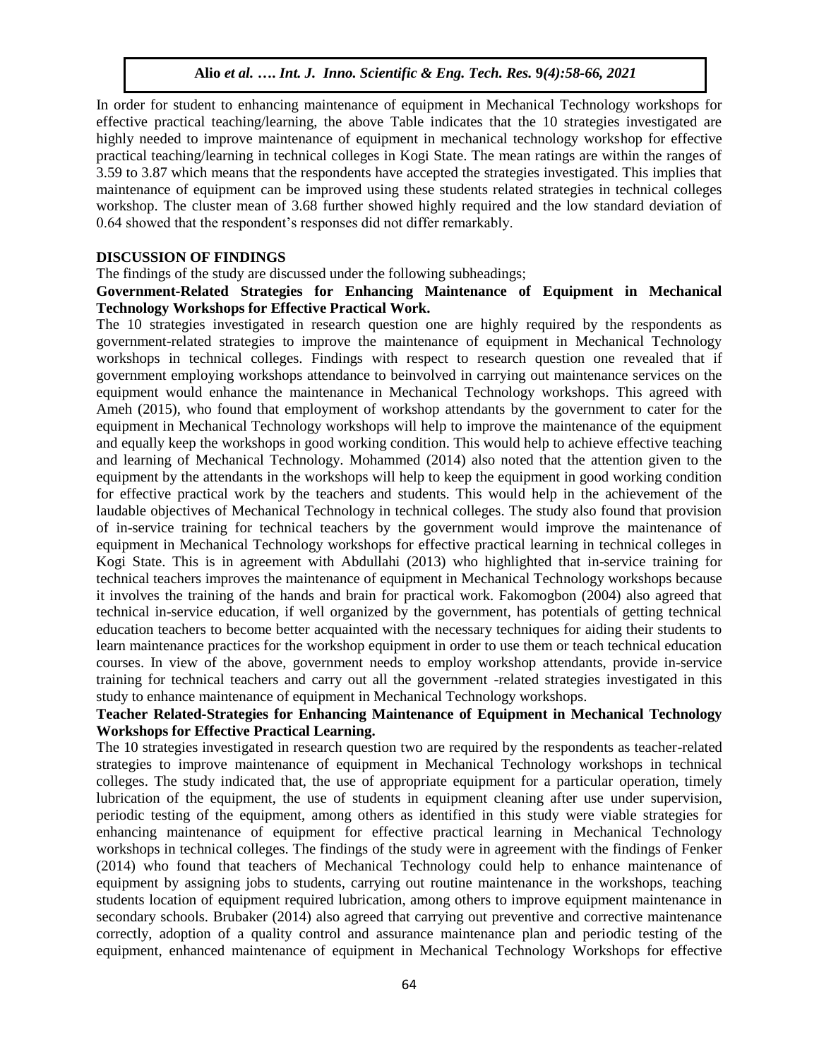In order for student to enhancing maintenance of equipment in Mechanical Technology workshops for effective practical teaching/learning, the above Table indicates that the 10 strategies investigated are highly needed to improve maintenance of equipment in mechanical technology workshop for effective practical teaching/learning in technical colleges in Kogi State. The mean ratings are within the ranges of 3.59 to 3.87 which means that the respondents have accepted the strategies investigated. This implies that maintenance of equipment can be improved using these students related strategies in technical colleges workshop. The cluster mean of 3.68 further showed highly required and the low standard deviation of 0.64 showed that the respondent's responses did not differ remarkably.

## DISCUSSION OF FINDINGS

The findings of the study are discussed under the following subheadings;

### Government-Related Strategies for Enhancing Maintenance of Equipment in Mechanical Technology Workshops for Effective Practical Work.

The 10 strategies investigated in research question one are highly required by the respondents as government-related strategies to improve the maintenance of equipment in Mechanical Technology workshops in technical colleges. Findings with respect to research question one revealed that if government employing workshops attendance to beinvolved in carrying out maintenance services on the equipment would enhance the maintenance in Mechanical Technology workshops. This agreed with Ameh (2015), who found that employment of workshop attendants by the government to cater for the equipment in Mechanical Technology workshops will help to improve the maintenance of the equipment and equally keep the workshops in good working condition. This would help to achieve effective teaching and learning of Mechanical Technology. Mohammed (2014) also noted that the attention given to the equipment by the attendants in the workshops will help to keep the equipment in good working condition for effective practical work by the teachers and students. This would help in the achievement of the laudable objectives of Mechanical Technology in technical colleges. The study also found that provision of in-service training for technical teachers by the government would improve the maintenance of equipment in Mechanical Technology workshops for effective practical learning in technical colleges in Kogi State. This is in agreement with Abdullahi (2013) who highlighted that in-service training for technical teachers improves the maintenance of equipment in Mechanical Technology workshops because it involves the training of the hands and brain for practical work. Fakomogbon (2004) also agreed that technical in-service education, if well organized by the government, has potentials of getting technical education teachers to become better acquainted with the necessary techniques for aiding their students to learn maintenance practices for the workshop equipment in order to use them or teach technical education courses. In view of the above, government needs to employ workshop attendants, provide in-service training for technical teachers and carry out all the government -related strategies investigated in this study to enhance maintenance of equipment in Mechanical Technology workshops.

### Teacher Related-Strategies for Enhancing Maintenance of Equipment in Mechanical Technology Workshops for Effective Practical Learning.

The 10 strategies investigated in research question two are required by the respondents as teacher-related strategies to improve maintenance of equipment in Mechanical Technology workshops in technical colleges. The study indicated that, the use of appropriate equipment for a particular operation, timely lubrication of the equipment, the use of students in equipment cleaning after use under supervision, periodic testing of the equipment, among others as identified in this study were viable strategies for enhancing maintenance of equipment for effective practical learning in Mechanical Technology workshops in technical colleges. The findings of the study were in agreement with the findings of Fenker (2014) who found that teachers of Mechanical Technology could help to enhance maintenance of equipment by assigning jobs to students, carrying out routine maintenance in the workshops, teaching students location of equipment required lubrication, among others to improve equipment maintenance in secondary schools. Brubaker (2014) also agreed that carrying out preventive and corrective maintenance correctly, adoption of a quality control and assurance maintenance plan and periodic testing of the equipment, enhanced maintenance of equipment in Mechanical Technology Workshops for effective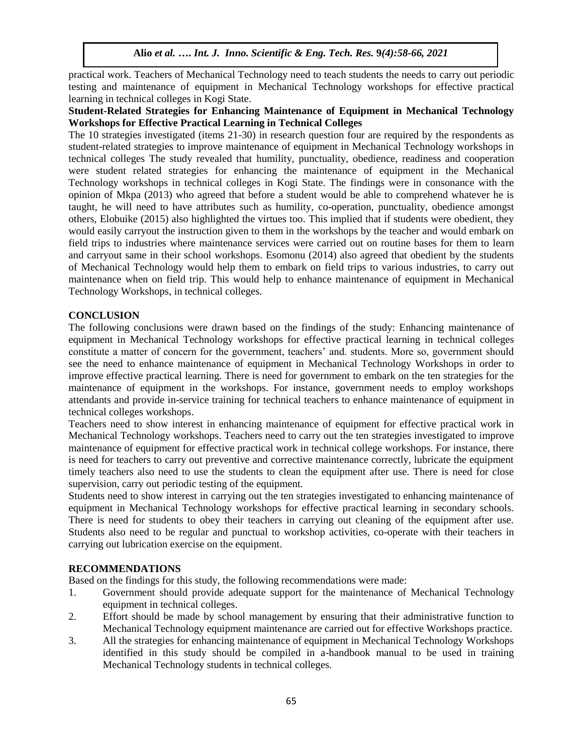practical work. Teachers of Mechanical Technology need to teach students the needs to carry out periodic testing and maintenance of equipment in Mechanical Technology workshops for effective practical learning in technical colleges in Kogi State.

**Student-Related Strategies for Enhancing Maintenance of Equipment in Mechanical Technology Workshops for Effective Practical Learning in Technical Colleges**

The 10 strategies investigated (items 21-30) in research question four are required by the respondents as student-related strategies to improve maintenance of equipment in Mechanical Technology workshops in technical colleges The study revealed that humility, punctuality, obedience, readiness and cooperation were student related strategies for enhancing the maintenance of equipment in the Mechanical Technology workshops in technical colleges in Kogi State. The findings were in consonance with the opinion of Mkpa (2013) who agreed that before a student would be able to comprehend whatever he is taught, he will need to have attributes such as humility, co-operation, punctuality, obedience amongst others, Elobuike (2015) also highlighted the virtues too. This implied that if students were obedient, they would easily carryout the instruction given to them in the workshops by the teacher and would embark on field trips to industries where maintenance services were carried out on routine bases for them to learn and carryout same in their school workshops. Esomonu (2014) also agreed that obedient by the students of Mechanical Technology would help them to embark on field trips to various industries, to carry out maintenance when on field trip. This would help to enhance maintenance of equipment in Mechanical Technology Workshops, in technical colleges.

## CONCLUSION

The following conclusions were drawn based on the findings of the study: Enhancing maintenance of equipment in Mechanical Technology workshops for effective practical learning in technical colleges constitute a matter of concern for the government, teachers' and. students. More so, government should see the need to enhance maintenance of equipment in Mechanical Technology Workshops in order to improve effective practical learning. There is need for government to embark on the ten strategies for the maintenance of equipment in the workshops. For instance, government needs to employ workshops attendants and provide in-service training for technical teachers to enhance maintenance of equipment in technical colleges workshops.

Teachers need to show interest in enhancing maintenance of equipment for effective practical work in Mechanical Technology workshops. Teachers need to carry out the ten strategies investigated to improve maintenance of equipment for effective practical work in technical college workshops. For instance, there is need for teachers to carry out preventive and corrective maintenance correctly, lubricate the equipment timely teachers also need to use the students to clean the equipment after use. There is need for close supervision, carry out periodic testing of the equipment.

Students need to show interest in carrying out the ten strategies investigated to enhancing maintenance of equipment in Mechanical Technology workshops for effective practical learning in secondary schools. There is need for students to obey their teachers in carrying out cleaning of the equipment after use. Students also need to be regular and punctual to workshop activities, co-operate with their teachers in carrying out lubrication exercise on the equipment.

## RECOMMENDATIONS

Based on the findings for this study, the following recommendations were made:

1. Government should provide adequate support for the maintenance of Mechanical Technology equipment in technical colleges.
2. Effort should be made by school management by ensuring that their administrative function to Mechanical Technology equipment maintenance are carried out for effective Workshops practice.
3. All the strategies for enhancing maintenance of equipment in Mechanical Technology Workshops identified in this study should be compiled in a-handbook manual to be used in training Mechanical Technology students in technical colleges.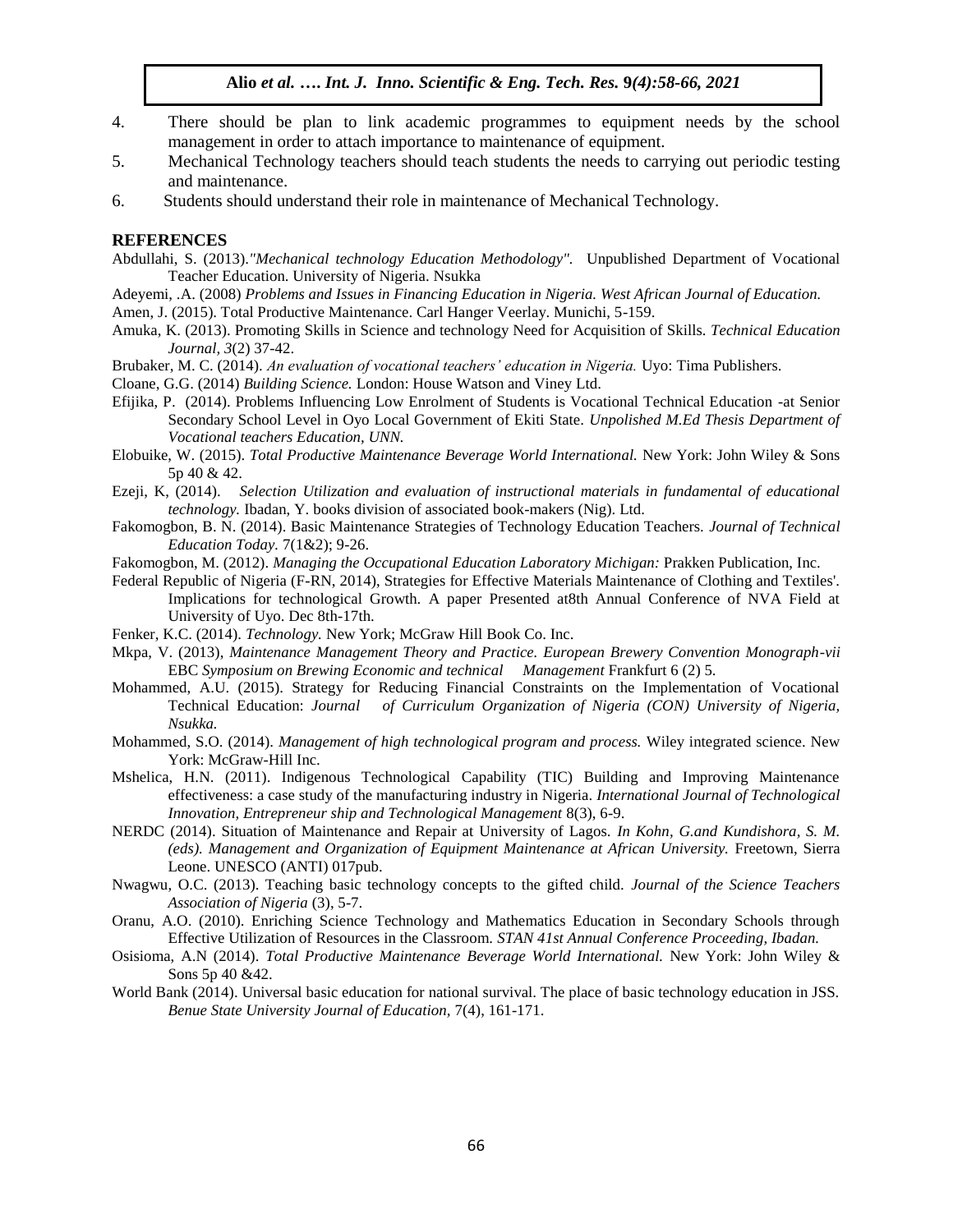4. There should be plan to link academic programmes to equipment needs by the school management in order to attach importance to maintenance of equipment.
5. Mechanical Technology teachers should teach students the needs to carrying out periodic testing and maintenance.
6. Students should understand their role in maintenance of Mechanical Technology.

## REFERENCES

Abdullahi, S. (2013).*"Mechanical technology Education Methodology".* Unpublished Department of Vocational Teacher Education. University of Nigeria. Nsukka

Adeyemi, .A. (2008) *Problems and Issues in Financing Education in Nigeria. West African Journal of Education.*

Amen, J. (2015). Total Productive Maintenance. Carl Hanger Veerlay. Munichi, 5-159.

Amuka, K. (2013). Promoting Skills in Science and technology Need for Acquisition of Skills. *Technical Education Journal, 3*(2) 37-42.

Brubaker, M. C. (2014). *An evaluation of vocational teachers' education in Nigeria.* Uyo: Tima Publishers.

Cloane, G.G. (2014) *Building Science.* London: House Watson and Viney Ltd.

Efijika, P. (2014). Problems Influencing Low Enrolment of Students is Vocational Technical Education -at Senior Secondary School Level in Oyo Local Government of Ekiti State. *Unpolished M.Ed Thesis Department of Vocational teachers Education, UNN.*

Elobuike, W. (2015). *Total Productive Maintenance Beverage World International.* New York: John Wiley & Sons 5p 40 & 42.

Ezeji, K, (2014). *Selection Utilization and evaluation of instructional materials in fundamental of educational technology.* Ibadan, Y. books division of associated book-makers (Nig). Ltd.

Fakomogbon, B. N. (2014). Basic Maintenance Strategies of Technology Education Teachers. *Journal of Technical Education Today.* 7(1&2); 9-26.

Fakomogbon, M. (2012). *Managing the Occupational Education Laboratory Michigan:* Prakken Publication, Inc.

Federal Republic of Nigeria (F-RN, 2014), Strategies for Effective Materials Maintenance of Clothing and Textiles'. Implications for technological Growth. A paper Presented at8th Annual Conference of NVA Field at University of Uyo. Dec 8th-17th.

Fenker, K.C. (2014). *Technology.* New York; McGraw Hill Book Co. Inc.

Mkpa, V. (2013), *Maintenance Management Theory and Practice. European Brewery Convention Monograph-vii* EBC *Symposium on Brewing Economic and technical Management* Frankfurt 6 (2) 5.

Mohammed, A.U. (2015). Strategy for Reducing Financial Constraints on the Implementation of Vocational Technical Education: *Journal of Curriculum Organization of Nigeria (CON) University of Nigeria, Nsukka.*

Mohammed, S.O. (2014). *Management of high technological program and process.* Wiley integrated science. New York: McGraw-Hill Inc.

Mshelica, H.N. (2011). Indigenous Technological Capability (TIC) Building and Improving Maintenance effectiveness: a case study of the manufacturing industry in Nigeria. *International Journal of Technological Innovation, Entrepreneur ship and Technological Management* 8(3), 6-9.

NERDC (2014). Situation of Maintenance and Repair at University of Lagos. *In Kohn, G.and Kundishora, S. M. (eds). Management and Organization of Equipment Maintenance at African University.* Freetown, Sierra Leone. UNESCO (ANTI) 017pub.

Nwagwu, O.C. (2013). Teaching basic technology concepts to the gifted child. *Journal of the Science Teachers Association of Nigeria* (3), 5-7.

Oranu, A.O. (2010). Enriching Science Technology and Mathematics Education in Secondary Schools through Effective Utilization of Resources in the Classroom. *STAN 41st Annual Conference Proceeding, Ibadan.*

Osisioma, A.N (2014). *Total Productive Maintenance Beverage World International.* New York: John Wiley & Sons 5p 40 &42.

World Bank (2014). Universal basic education for national survival. The place of basic technology education in JSS. *Benue State University Journal of Education*, 7(4), 161-171.